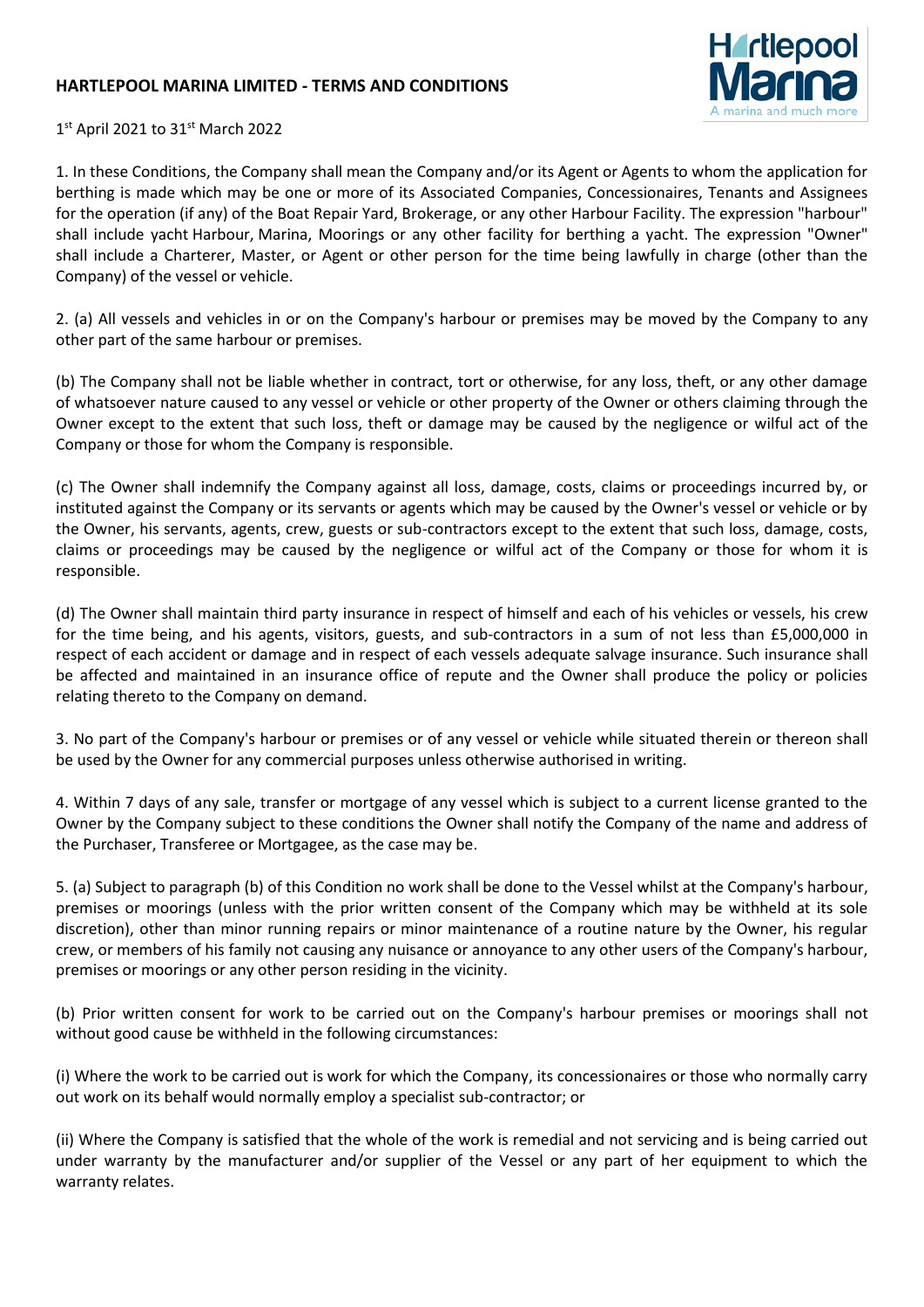# HARTLEPOOL MARINA LIMITED - TERMS AND CONDITIONS

1st April 2021 to 31st March 2022

1. In these Conditions, the Company shall mean the Company and/or its Agent or Agents to whom the application for berthing is made which may be one or more of its Associated Companies, Concessionaires, Tenants and Assignees for the operation (if any) of the Boat Repair Yard, Brokerage, or any other Harbour Facility. The expression "harbour" shall include yacht Harbour, Marina, Moorings or any other facility for berthing a yacht. The expression "Owner" shall include a Charterer, Master, or Agent or other person for the time being lawfully in charge (other than the Company) of the vessel or vehicle.

2. (a) All vessels and vehicles in or on the Company's harbour or premises may be moved by the Company to any other part of the same harbour or premises.

(b) The Company shall not be liable whether in contract, tort or otherwise, for any loss, theft, or any other damage of whatsoever nature caused to any vessel or vehicle or other property of the Owner or others claiming through the Owner except to the extent that such loss, theft or damage may be caused by the negligence or wilful act of the Company or those for whom the Company is responsible.

(c) The Owner shall indemnify the Company against all loss, damage, costs, claims or proceedings incurred by, or instituted against the Company or its servants or agents which may be caused by the Owner's vessel or vehicle or by the Owner, his servants, agents, crew, guests or sub-contractors except to the extent that such loss, damage, costs, claims or proceedings may be caused by the negligence or wilful act of the Company or those for whom it is responsible.

(d) The Owner shall maintain third party insurance in respect of himself and each of his vehicles or vessels, his crew for the time being, and his agents, visitors, guests, and sub-contractors in a sum of not less than £5,000,000 in respect of each accident or damage and in respect of each vessels adequate salvage insurance. Such insurance shall be affected and maintained in an insurance office of repute and the Owner shall produce the policy or policies relating thereto to the Company on demand.

3. No part of the Company's harbour or premises or of any vessel or vehicle while situated therein or thereon shall be used by the Owner for any commercial purposes unless otherwise authorised in writing.

4. Within 7 days of any sale, transfer or mortgage of any vessel which is subject to a current license granted to the Owner by the Company subject to these conditions the Owner shall notify the Company of the name and address of the Purchaser, Transferee or Mortgagee, as the case may be.

5. (a) Subject to paragraph (b) of this Condition no work shall be done to the Vessel whilst at the Company's harbour, premises or moorings (unless with the prior written consent of the Company which may be withheld at its sole discretion), other than minor running repairs or minor maintenance of a routine nature by the Owner, his regular crew, or members of his family not causing any nuisance or annoyance to any other users of the Company's harbour, premises or moorings or any other person residing in the vicinity.

(b) Prior written consent for work to be carried out on the Company's harbour premises or moorings shall not without good cause be withheld in the following circumstances:

(i) Where the work to be carried out is work for which the Company, its concessionaires or those who normally carry out work on its behalf would normally employ a specialist sub-contractor; or

(ii) Where the Company is satisfied that the whole of the work is remedial and not servicing and is being carried out under warranty by the manufacturer and/or supplier of the Vessel or any part of her equipment to which the warranty relates.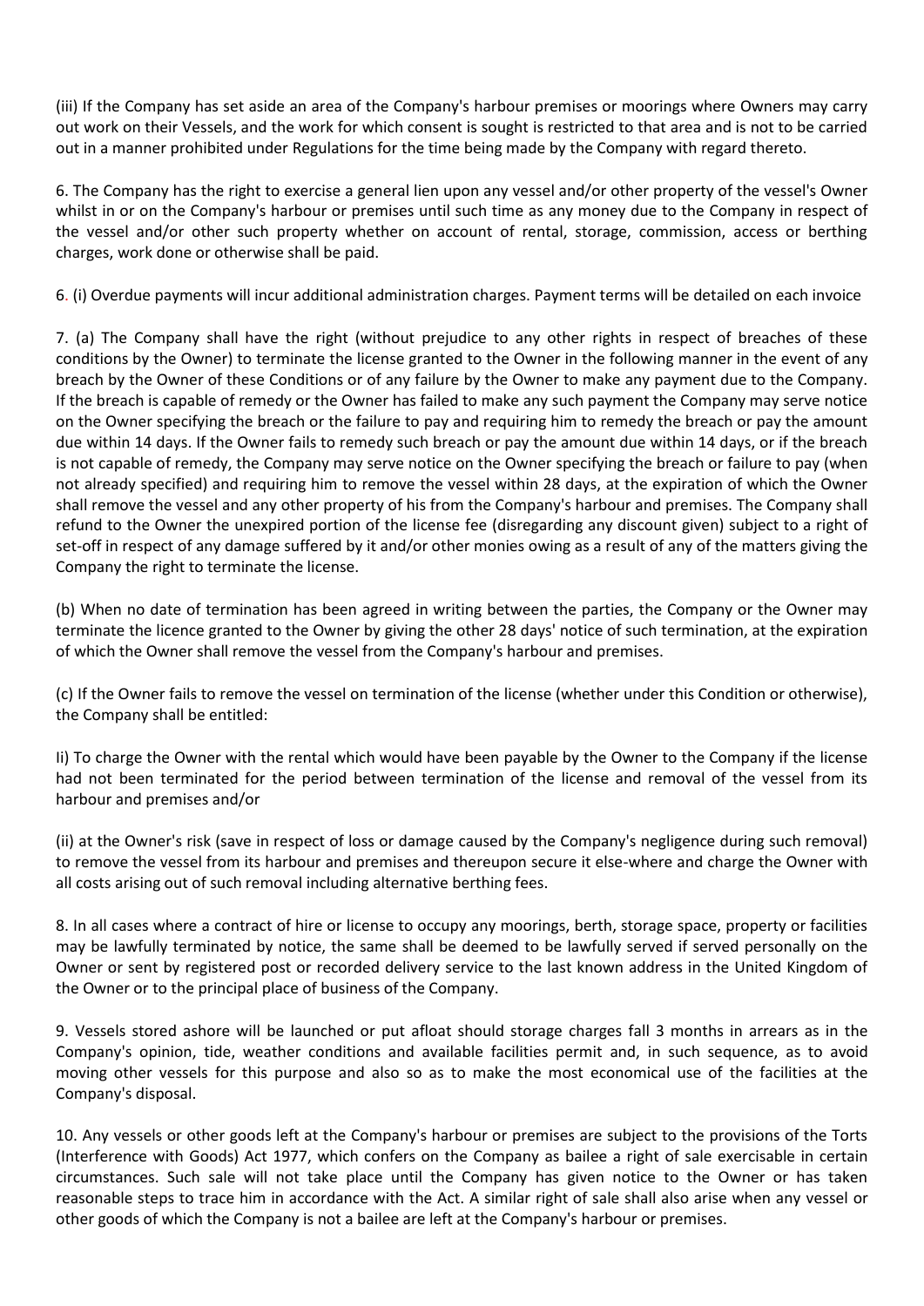(iii) If the Company has set aside an area of the Company's harbour premises or moorings where Owners may carry out work on their Vessels, and the work for which consent is sought is restricted to that area and is not to be carried out in a manner prohibited under Regulations for the time being made by the Company with regard thereto.

6. The Company has the right to exercise a general lien upon any vessel and/or other property of the vessel's Owner whilst in or on the Company's harbour or premises until such time as any money due to the Company in respect of the vessel and/or other such property whether on account of rental, storage, commission, access or berthing charges, work done or otherwise shall be paid.

6. (i) Overdue payments will incur additional administration charges. Payment terms will be detailed on each invoice

7. (a) The Company shall have the right (without prejudice to any other rights in respect of breaches of these conditions by the Owner) to terminate the license granted to the Owner in the following manner in the event of any breach by the Owner of these Conditions or of any failure by the Owner to make any payment due to the Company. If the breach is capable of remedy or the Owner has failed to make any such payment the Company may serve notice on the Owner specifying the breach or the failure to pay and requiring him to remedy the breach or pay the amount due within 14 days. If the Owner fails to remedy such breach or pay the amount due within 14 days, or if the breach is not capable of remedy, the Company may serve notice on the Owner specifying the breach or failure to pay (when not already specified) and requiring him to remove the vessel within 28 days, at the expiration of which the Owner shall remove the vessel and any other property of his from the Company's harbour and premises. The Company shall refund to the Owner the unexpired portion of the license fee (disregarding any discount given) subject to a right of set-off in respect of any damage suffered by it and/or other monies owing as a result of any of the matters giving the Company the right to terminate the license.

(b) When no date of termination has been agreed in writing between the parties, the Company or the Owner may terminate the licence granted to the Owner by giving the other 28 days' notice of such termination, at the expiration of which the Owner shall remove the vessel from the Company's harbour and premises.

(c) If the Owner fails to remove the vessel on termination of the license (whether under this Condition or otherwise), the Company shall be entitled:

Ii) To charge the Owner with the rental which would have been payable by the Owner to the Company if the license had not been terminated for the period between termination of the license and removal of the vessel from its harbour and premises and/or

(ii) at the Owner's risk (save in respect of loss or damage caused by the Company's negligence during such removal) to remove the vessel from its harbour and premises and thereupon secure it else-where and charge the Owner with all costs arising out of such removal including alternative berthing fees.

8. In all cases where a contract of hire or license to occupy any moorings, berth, storage space, property or facilities may be lawfully terminated by notice, the same shall be deemed to be lawfully served if served personally on the Owner or sent by registered post or recorded delivery service to the last known address in the United Kingdom of the Owner or to the principal place of business of the Company.

9. Vessels stored ashore will be launched or put afloat should storage charges fall 3 months in arrears as in the Company's opinion, tide, weather conditions and available facilities permit and, in such sequence, as to avoid moving other vessels for this purpose and also so as to make the most economical use of the facilities at the Company's disposal.

10. Any vessels or other goods left at the Company's harbour or premises are subject to the provisions of the Torts (Interference with Goods) Act 1977, which confers on the Company as bailee a right of sale exercisable in certain circumstances. Such sale will not take place until the Company has given notice to the Owner or has taken reasonable steps to trace him in accordance with the Act. A similar right of sale shall also arise when any vessel or other goods of which the Company is not a bailee are left at the Company's harbour or premises.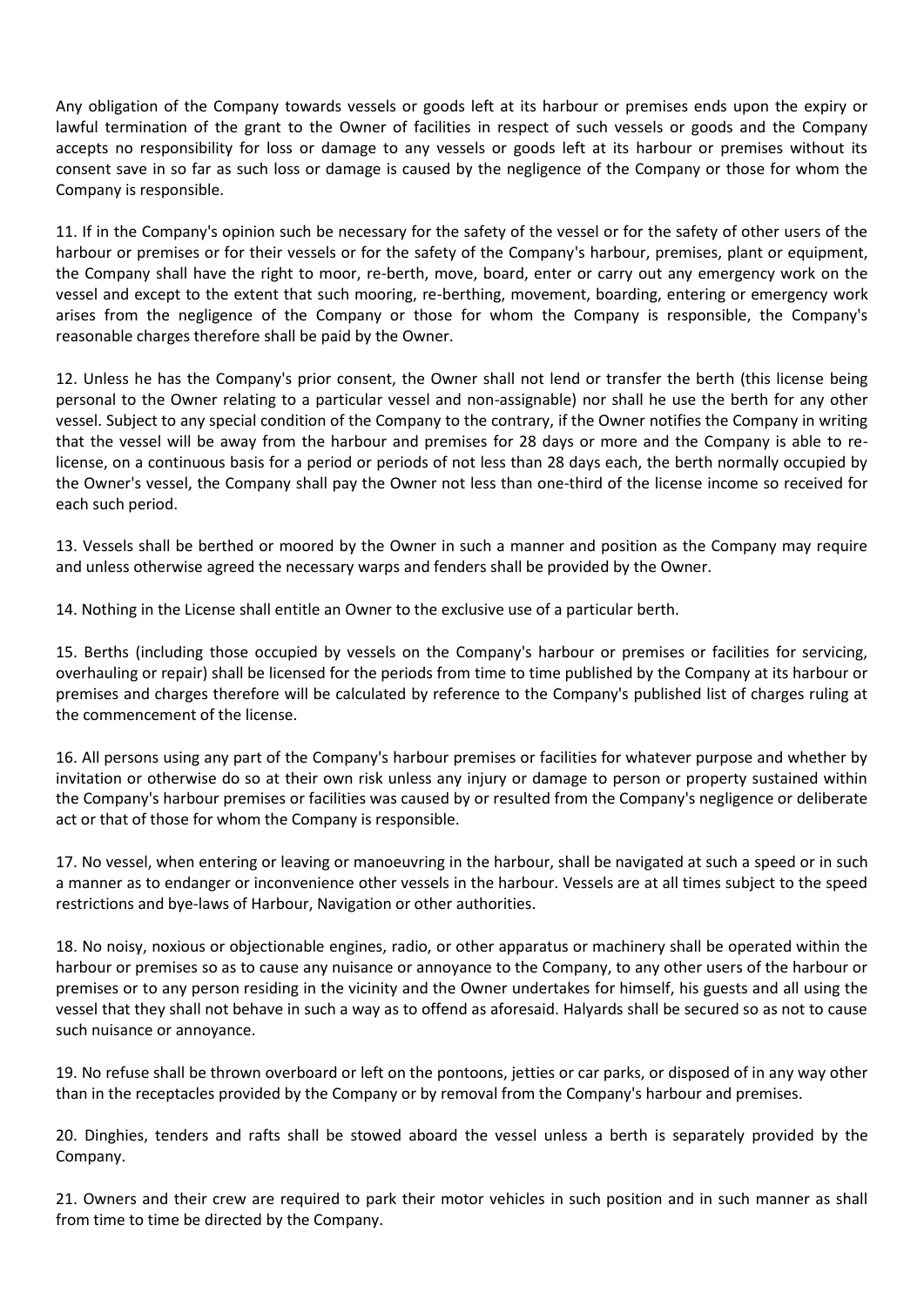Any obligation of the Company towards vessels or goods left at its harbour or premises ends upon the expiry or lawful termination of the grant to the Owner of facilities in respect of such vessels or goods and the Company accepts no responsibility for loss or damage to any vessels or goods left at its harbour or premises without its consent save in so far as such loss or damage is caused by the negligence of the Company or those for whom the Company is responsible.

11. If in the Company's opinion such be necessary for the safety of the vessel or for the safety of other users of the harbour or premises or for their vessels or for the safety of the Company's harbour, premises, plant or equipment, the Company shall have the right to moor, re-berth, move, board, enter or carry out any emergency work on the vessel and except to the extent that such mooring, re-berthing, movement, boarding, entering or emergency work arises from the negligence of the Company or those for whom the Company is responsible, the Company's reasonable charges therefore shall be paid by the Owner.

12. Unless he has the Company's prior consent, the Owner shall not lend or transfer the berth (this license being personal to the Owner relating to a particular vessel and non-assignable) nor shall he use the berth for any other vessel. Subject to any special condition of the Company to the contrary, if the Owner notifies the Company in writing that the vessel will be away from the harbour and premises for 28 days or more and the Company is able to re-license, on a continuous basis for a period or periods of not less than 28 days each, the berth normally occupied by the Owner's vessel, the Company shall pay the Owner not less than one-third of the license income so received for each such period.

13. Vessels shall be berthed or moored by the Owner in such a manner and position as the Company may require and unless otherwise agreed the necessary warps and fenders shall be provided by the Owner.

14. Nothing in the License shall entitle an Owner to the exclusive use of a particular berth.

15. Berths (including those occupied by vessels on the Company's harbour or premises or facilities for servicing, overhauling or repair) shall be licensed for the periods from time to time published by the Company at its harbour or premises and charges therefore will be calculated by reference to the Company's published list of charges ruling at the commencement of the license.

16. All persons using any part of the Company's harbour premises or facilities for whatever purpose and whether by invitation or otherwise do so at their own risk unless any injury or damage to person or property sustained within the Company's harbour premises or facilities was caused by or resulted from the Company's negligence or deliberate act or that of those for whom the Company is responsible.

17. No vessel, when entering or leaving or manoeuvring in the harbour, shall be navigated at such a speed or in such a manner as to endanger or inconvenience other vessels in the harbour. Vessels are at all times subject to the speed restrictions and bye-laws of Harbour, Navigation or other authorities.

18. No noisy, noxious or objectionable engines, radio, or other apparatus or machinery shall be operated within the harbour or premises so as to cause any nuisance or annoyance to the Company, to any other users of the harbour or premises or to any person residing in the vicinity and the Owner undertakes for himself, his guests and all using the vessel that they shall not behave in such a way as to offend as aforesaid. Halyards shall be secured so as not to cause such nuisance or annoyance.

19. No refuse shall be thrown overboard or left on the pontoons, jetties or car parks, or disposed of in any way other than in the receptacles provided by the Company or by removal from the Company's harbour and premises.

20. Dinghies, tenders and rafts shall be stowed aboard the vessel unless a berth is separately provided by the Company.

21. Owners and their crew are required to park their motor vehicles in such position and in such manner as shall from time to time be directed by the Company.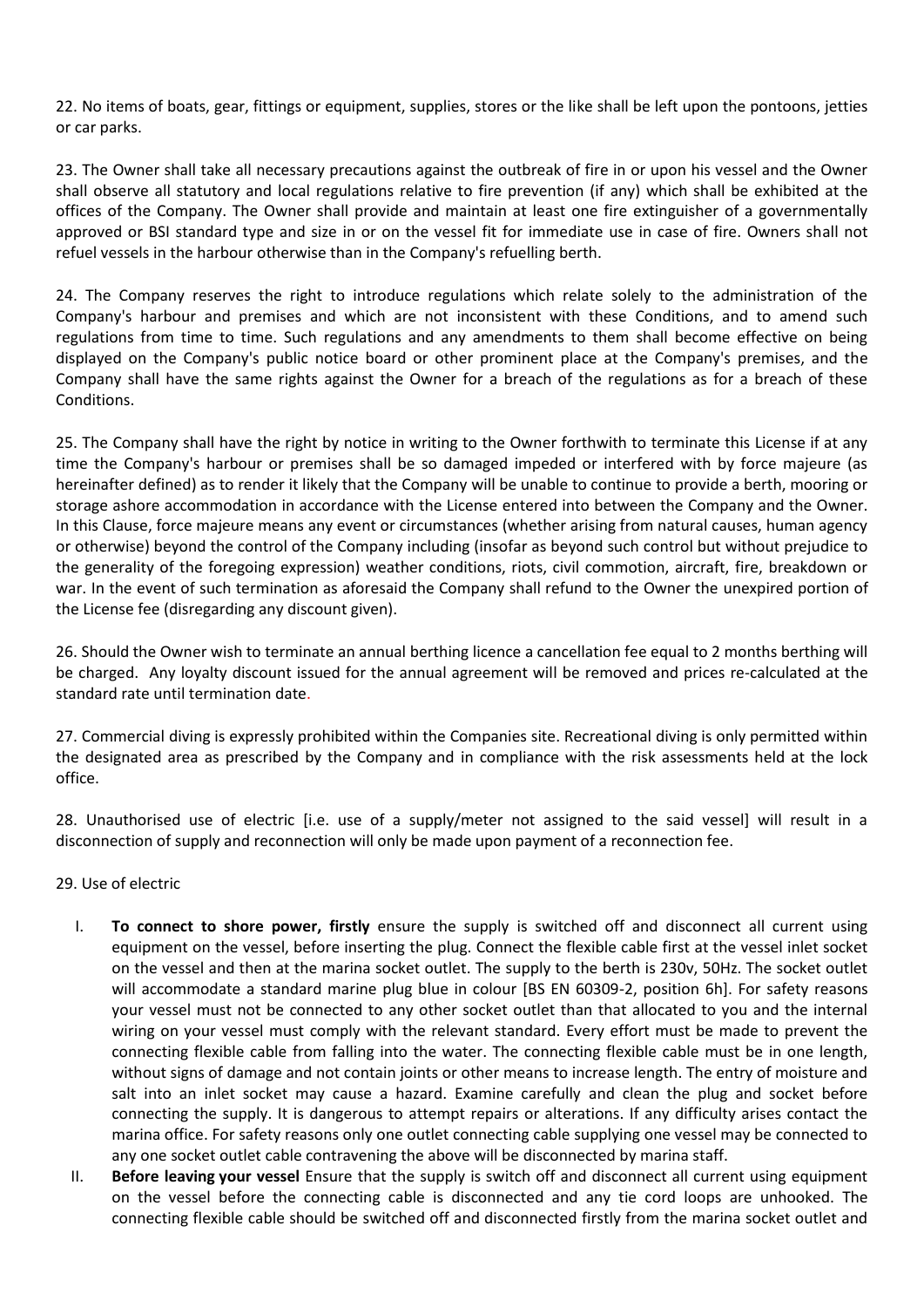22. No items of boats, gear, fittings or equipment, supplies, stores or the like shall be left upon the pontoons, jetties or car parks.

23. The Owner shall take all necessary precautions against the outbreak of fire in or upon his vessel and the Owner shall observe all statutory and local regulations relative to fire prevention (if any) which shall be exhibited at the offices of the Company. The Owner shall provide and maintain at least one fire extinguisher of a governmentally approved or BSI standard type and size in or on the vessel fit for immediate use in case of fire. Owners shall not refuel vessels in the harbour otherwise than in the Company's refuelling berth.

24. The Company reserves the right to introduce regulations which relate solely to the administration of the Company's harbour and premises and which are not inconsistent with these Conditions, and to amend such regulations from time to time. Such regulations and any amendments to them shall become effective on being displayed on the Company's public notice board or other prominent place at the Company's premises, and the Company shall have the same rights against the Owner for a breach of the regulations as for a breach of these Conditions.

25. The Company shall have the right by notice in writing to the Owner forthwith to terminate this License if at any time the Company's harbour or premises shall be so damaged impeded or interfered with by force majeure (as hereinafter defined) as to render it likely that the Company will be unable to continue to provide a berth, mooring or storage ashore accommodation in accordance with the License entered into between the Company and the Owner. In this Clause, force majeure means any event or circumstances (whether arising from natural causes, human agency or otherwise) beyond the control of the Company including (insofar as beyond such control but without prejudice to the generality of the foregoing expression) weather conditions, riots, civil commotion, aircraft, fire, breakdown or war. In the event of such termination as aforesaid the Company shall refund to the Owner the unexpired portion of the License fee (disregarding any discount given).

26. Should the Owner wish to terminate an annual berthing licence a cancellation fee equal to 2 months berthing will be charged. Any loyalty discount issued for the annual agreement will be removed and prices re-calculated at the standard rate until termination date.

27. Commercial diving is expressly prohibited within the Companies site. Recreational diving is only permitted within the designated area as prescribed by the Company and in compliance with the risk assessments held at the lock office.

28. Unauthorised use of electric [i.e. use of a supply/meter not assigned to the said vessel] will result in a disconnection of supply and reconnection will only be made upon payment of a reconnection fee.

29. Use of electric

I. **To connect to shore power, firstly** ensure the supply is switched off and disconnect all current using equipment on the vessel, before inserting the plug. Connect the flexible cable first at the vessel inlet socket on the vessel and then at the marina socket outlet. The supply to the berth is 230v, 50Hz. The socket outlet will accommodate a standard marine plug blue in colour [BS EN 60309-2, position 6h]. For safety reasons your vessel must not be connected to any other socket outlet than that allocated to you and the internal wiring on your vessel must comply with the relevant standard. Every effort must be made to prevent the connecting flexible cable from falling into the water. The connecting flexible cable must be in one length, without signs of damage and not contain joints or other means to increase length. The entry of moisture and salt into an inlet socket may cause a hazard. Examine carefully and clean the plug and socket before connecting the supply. It is dangerous to attempt repairs or alterations. If any difficulty arises contact the marina office. For safety reasons only one outlet connecting cable supplying one vessel may be connected to any one socket outlet cable contravening the above will be disconnected by marina staff.

II. **Before leaving your vessel** Ensure that the supply is switch off and disconnect all current using equipment on the vessel before the connecting cable is disconnected and any tie cord loops are unhooked. The connecting flexible cable should be switched off and disconnected firstly from the marina socket outlet and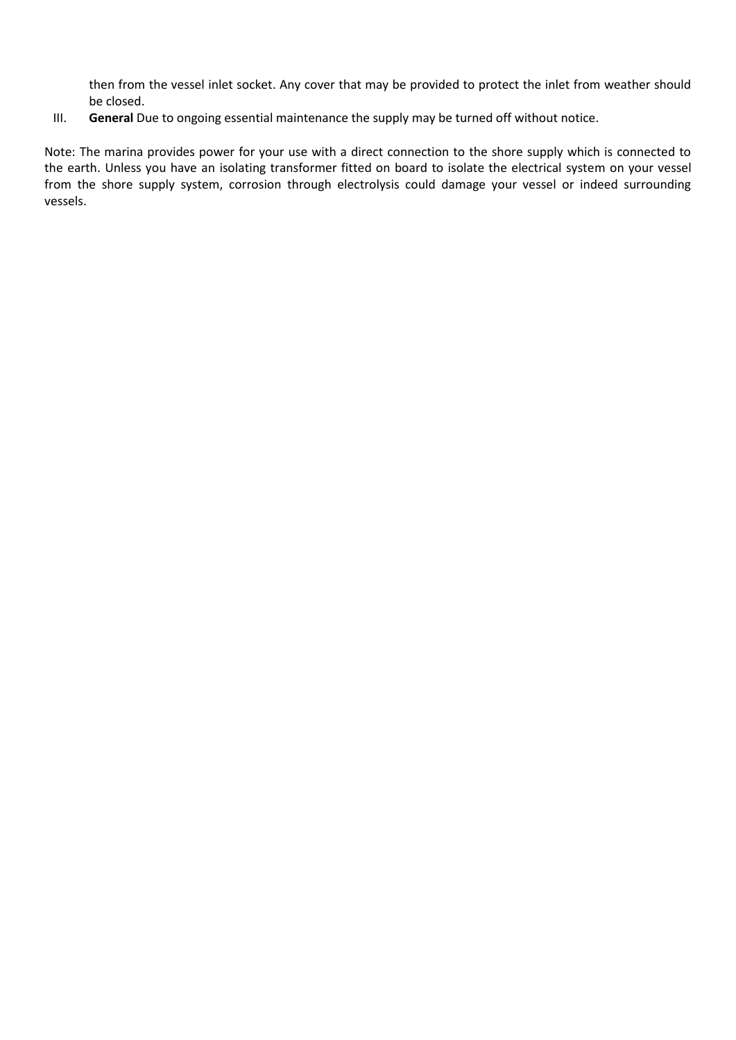then from the vessel inlet socket. Any cover that may be provided to protect the inlet from weather should be closed.

III. **General** Due to ongoing essential maintenance the supply may be turned off without notice.

Note: The marina provides power for your use with a direct connection to the shore supply which is connected to the earth. Unless you have an isolating transformer fitted on board to isolate the electrical system on your vessel from the shore supply system, corrosion through electrolysis could damage your vessel or indeed surrounding vessels.